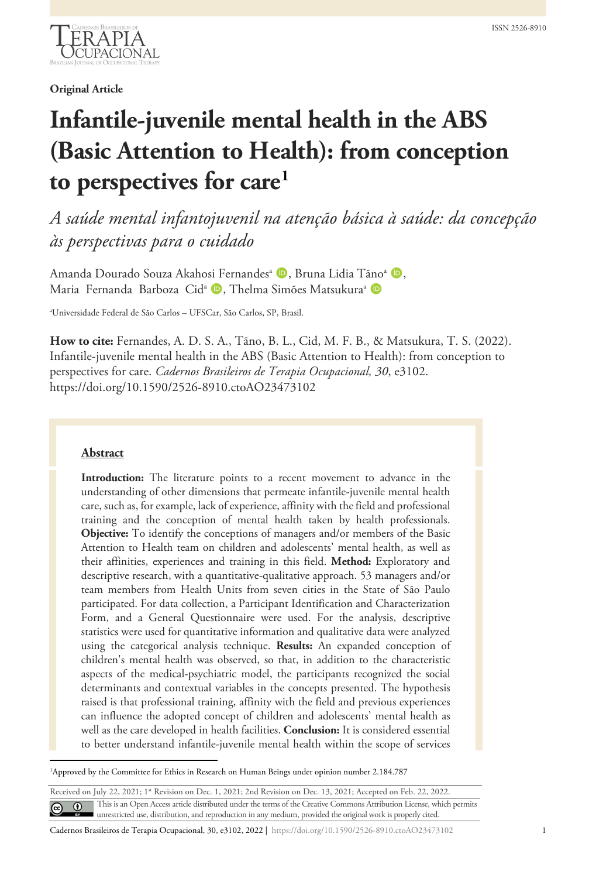**Original Article**

# Infantile-juvenile mental health in the ABS (Basic Attention to Health): from conception to perspectives for care[1]

*A saúde mental infantojuvenil na atenção básica à saúde: da concepção às perspectivas para o cuidado*

Amanda Dourado Souza Akahosi Fernandes[a], Bruna Lidia Tãno[a], Maria Fernanda Barboza Cid[a], Thelma Simões Matsukura[a]

[a]Universidade Federal de São Carlos – UFSCar, São Carlos, SP, Brasil.

**How to cite:** Fernandes, A. D. S. A., Tãno, B. L., Cid, M. F. B., & Matsukura, T. S. (2022). Infantile-juvenile mental health in the ABS (Basic Attention to Health): from conception to perspectives for care. *Cadernos Brasileiros de Terapia Ocupacional, 30*, e3102. https://doi.org/10.1590/2526-8910.ctoAO23473102

## Abstract

**Introduction:** The literature points to a recent movement to advance in the understanding of other dimensions that permeate infantile-juvenile mental health care, such as, for example, lack of experience, affinity with the field and professional training and the conception of mental health taken by health professionals. **Objective:** To identify the conceptions of managers and/or members of the Basic Attention to Health team on children and adolescents' mental health, as well as their affinities, experiences and training in this field. **Method:** Exploratory and descriptive research, with a quantitative-qualitative approach. 53 managers and/or team members from Health Units from seven cities in the State of São Paulo participated. For data collection, a Participant Identification and Characterization Form, and a General Questionnaire were used. For the analysis, descriptive statistics were used for quantitative information and qualitative data were analyzed using the categorical analysis technique. **Results:** An expanded conception of children's mental health was observed, so that, in addition to the characteristic aspects of the medical-psychiatric model, the participants recognized the social determinants and contextual variables in the concepts presented. The hypothesis raised is that professional training, affinity with the field and previous experiences can influence the adopted concept of children and adolescents' mental health as well as the care developed in health facilities. **Conclusion:** It is considered essential to better understand infantile-juvenile mental health within the scope of services

[1]Approved by the Committee for Ethics in Research on Human Beings under opinion number 2.184.787

Received on July 22, 2021; 1st Revision on Dec. 1, 2021; 2nd Revision on Dec. 13, 2021; Accepted on Feb. 22, 2022.

This is an Open Access article distributed under the terms of the Creative Commons Attribution License, which permits unrestricted use, distribution, and reproduction in any medium, provided the original work is properly cited.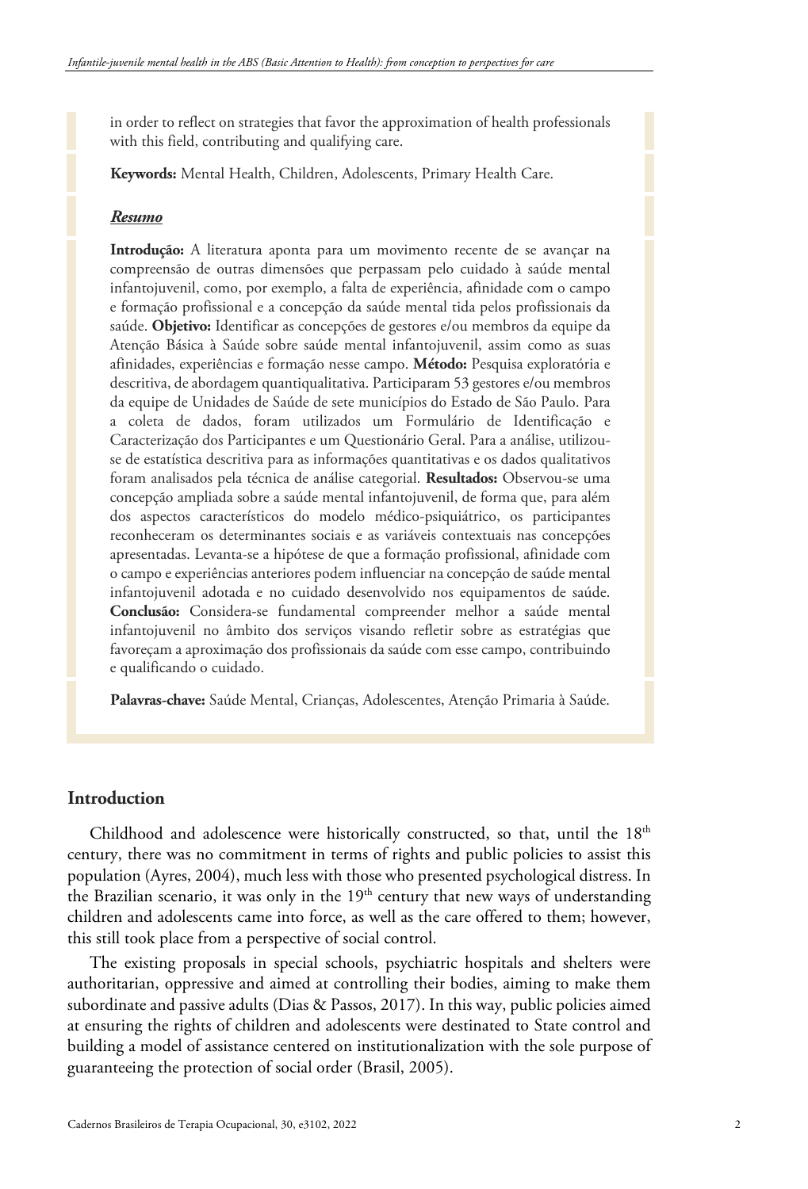in order to reflect on strategies that favor the approximation of health professionals with this field, contributing and qualifying care.

**Keywords:** Mental Health, Children, Adolescents, Primary Health Care.

***Resumo***

**Introdução:** A literatura aponta para um movimento recente de se avançar na compreensão de outras dimensões que perpassam pelo cuidado à saúde mental infantojuvenil, como, por exemplo, a falta de experiência, afinidade com o campo e formação profissional e a concepção da saúde mental tida pelos profissionais da saúde. **Objetivo:** Identificar as concepções de gestores e/ou membros da equipe da Atenção Básica à Saúde sobre saúde mental infantojuvenil, assim como as suas afinidades, experiências e formação nesse campo. **Método:** Pesquisa exploratória e descritiva, de abordagem quantiqualitativa. Participaram 53 gestores e/ou membros da equipe de Unidades de Saúde de sete municípios do Estado de São Paulo. Para a coleta de dados, foram utilizados um Formulário de Identificação e Caracterização dos Participantes e um Questionário Geral. Para a análise, utilizou-se de estatística descritiva para as informações quantitativas e os dados qualitativos foram analisados pela técnica de análise categorial. **Resultados:** Observou-se uma concepção ampliada sobre a saúde mental infantojuvenil, de forma que, para além dos aspectos característicos do modelo médico-psiquiátrico, os participantes reconheceram os determinantes sociais e as variáveis contextuais nas concepções apresentadas. Levanta-se a hipótese de que a formação profissional, afinidade com o campo e experiências anteriores podem influenciar na concepção de saúde mental infantojuvenil adotada e no cuidado desenvolvido nos equipamentos de saúde. **Conclusão:** Considera-se fundamental compreender melhor a saúde mental infantojuvenil no âmbito dos serviços visando refletir sobre as estratégias que favoreçam a aproximação dos profissionais da saúde com esse campo, contribuindo e qualificando o cuidado.

**Palavras-chave:** Saúde Mental, Crianças, Adolescentes, Atenção Primaria à Saúde.

## Introduction

Childhood and adolescence were historically constructed, so that, until the 18th century, there was no commitment in terms of rights and public policies to assist this population (Ayres, 2004), much less with those who presented psychological distress. In the Brazilian scenario, it was only in the 19th century that new ways of understanding children and adolescents came into force, as well as the care offered to them; however, this still took place from a perspective of social control.

The existing proposals in special schools, psychiatric hospitals and shelters were authoritarian, oppressive and aimed at controlling their bodies, aiming to make them subordinate and passive adults (Dias & Passos, 2017). In this way, public policies aimed at ensuring the rights of children and adolescents were destinated to State control and building a model of assistance centered on institutionalization with the sole purpose of guaranteeing the protection of social order (Brasil, 2005).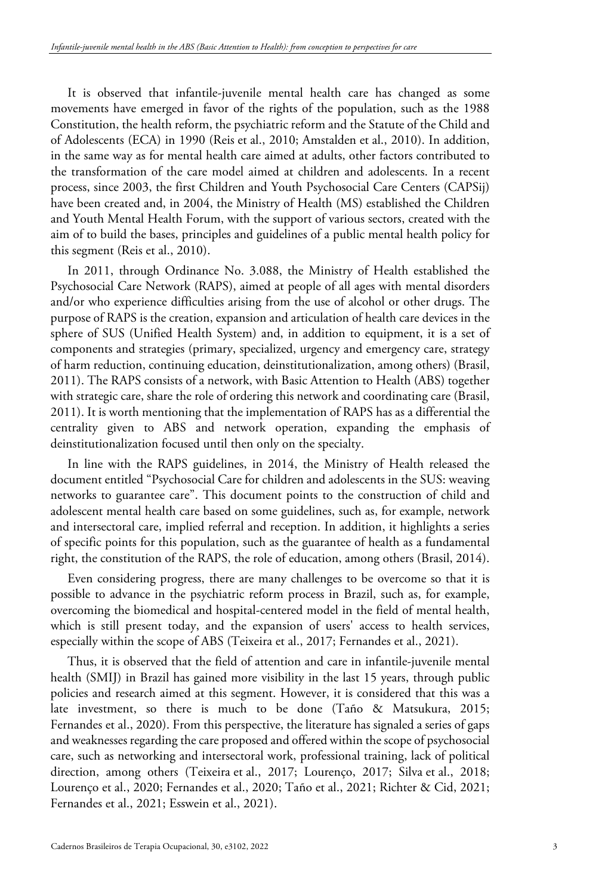It is observed that infantile-juvenile mental health care has changed as some movements have emerged in favor of the rights of the population, such as the 1988 Constitution, the health reform, the psychiatric reform and the Statute of the Child and of Adolescents (ECA) in 1990 (Reis et al., 2010; Amstalden et al., 2010). In addition, in the same way as for mental health care aimed at adults, other factors contributed to the transformation of the care model aimed at children and adolescents. In a recent process, since 2003, the first Children and Youth Psychosocial Care Centers (CAPSij) have been created and, in 2004, the Ministry of Health (MS) established the Children and Youth Mental Health Forum, with the support of various sectors, created with the aim of to build the bases, principles and guidelines of a public mental health policy for this segment (Reis et al., 2010).

In 2011, through Ordinance No. 3.088, the Ministry of Health established the Psychosocial Care Network (RAPS), aimed at people of all ages with mental disorders and/or who experience difficulties arising from the use of alcohol or other drugs. The purpose of RAPS is the creation, expansion and articulation of health care devices in the sphere of SUS (Unified Health System) and, in addition to equipment, it is a set of components and strategies (primary, specialized, urgency and emergency care, strategy of harm reduction, continuing education, deinstitutionalization, among others) (Brasil, 2011). The RAPS consists of a network, with Basic Attention to Health (ABS) together with strategic care, share the role of ordering this network and coordinating care (Brasil, 2011). It is worth mentioning that the implementation of RAPS has as a differential the centrality given to ABS and network operation, expanding the emphasis of deinstitutionalization focused until then only on the specialty.

In line with the RAPS guidelines, in 2014, the Ministry of Health released the document entitled "Psychosocial Care for children and adolescents in the SUS: weaving networks to guarantee care". This document points to the construction of child and adolescent mental health care based on some guidelines, such as, for example, network and intersectoral care, implied referral and reception. In addition, it highlights a series of specific points for this population, such as the guarantee of health as a fundamental right, the constitution of the RAPS, the role of education, among others (Brasil, 2014).

Even considering progress, there are many challenges to be overcome so that it is possible to advance in the psychiatric reform process in Brazil, such as, for example, overcoming the biomedical and hospital-centered model in the field of mental health, which is still present today, and the expansion of users' access to health services, especially within the scope of ABS (Teixeira et al., 2017; Fernandes et al., 2021).

Thus, it is observed that the field of attention and care in infantile-juvenile mental health (SMIJ) in Brazil has gained more visibility in the last 15 years, through public policies and research aimed at this segment. However, it is considered that this was a late investment, so there is much to be done (Taño & Matsukura, 2015; Fernandes et al., 2020). From this perspective, the literature has signaled a series of gaps and weaknesses regarding the care proposed and offered within the scope of psychosocial care, such as networking and intersectoral work, professional training, lack of political direction, among others (Teixeira et al., 2017; Lourenço, 2017; Silva et al., 2018; Lourenço et al., 2020; Fernandes et al., 2020; Taño et al., 2021; Richter & Cid, 2021; Fernandes et al., 2021; Esswein et al., 2021).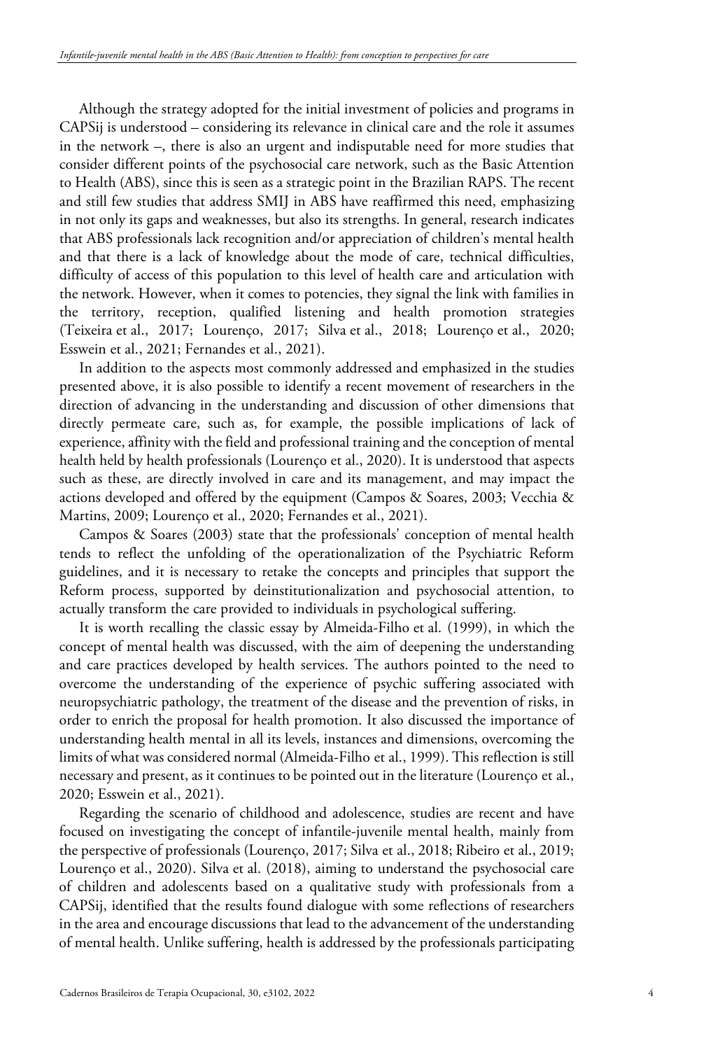Although the strategy adopted for the initial investment of policies and programs in CAPSij is understood – considering its relevance in clinical care and the role it assumes in the network –, there is also an urgent and indisputable need for more studies that consider different points of the psychosocial care network, such as the Basic Attention to Health (ABS), since this is seen as a strategic point in the Brazilian RAPS. The recent and still few studies that address SMIJ in ABS have reaffirmed this need, emphasizing in not only its gaps and weaknesses, but also its strengths. In general, research indicates that ABS professionals lack recognition and/or appreciation of children's mental health and that there is a lack of knowledge about the mode of care, technical difficulties, difficulty of access of this population to this level of health care and articulation with the network. However, when it comes to potencies, they signal the link with families in the territory, reception, qualified listening and health promotion strategies (Teixeira et al., 2017; Lourenço, 2017; Silva et al., 2018; Lourenço et al., 2020; Esswein et al., 2021; Fernandes et al., 2021).

In addition to the aspects most commonly addressed and emphasized in the studies presented above, it is also possible to identify a recent movement of researchers in the direction of advancing in the understanding and discussion of other dimensions that directly permeate care, such as, for example, the possible implications of lack of experience, affinity with the field and professional training and the conception of mental health held by health professionals (Lourenço et al., 2020). It is understood that aspects such as these, are directly involved in care and its management, and may impact the actions developed and offered by the equipment (Campos & Soares, 2003; Vecchia & Martins, 2009; Lourenço et al., 2020; Fernandes et al., 2021).

Campos & Soares (2003) state that the professionals' conception of mental health tends to reflect the unfolding of the operationalization of the Psychiatric Reform guidelines, and it is necessary to retake the concepts and principles that support the Reform process, supported by deinstitutionalization and psychosocial attention, to actually transform the care provided to individuals in psychological suffering.

It is worth recalling the classic essay by Almeida-Filho et al. (1999), in which the concept of mental health was discussed, with the aim of deepening the understanding and care practices developed by health services. The authors pointed to the need to overcome the understanding of the experience of psychic suffering associated with neuropsychiatric pathology, the treatment of the disease and the prevention of risks, in order to enrich the proposal for health promotion. It also discussed the importance of understanding health mental in all its levels, instances and dimensions, overcoming the limits of what was considered normal (Almeida-Filho et al., 1999). This reflection is still necessary and present, as it continues to be pointed out in the literature (Lourenço et al., 2020; Esswein et al., 2021).

Regarding the scenario of childhood and adolescence, studies are recent and have focused on investigating the concept of infantile-juvenile mental health, mainly from the perspective of professionals (Lourenço, 2017; Silva et al., 2018; Ribeiro et al., 2019; Lourenço et al., 2020). Silva et al. (2018), aiming to understand the psychosocial care of children and adolescents based on a qualitative study with professionals from a CAPSij, identified that the results found dialogue with some reflections of researchers in the area and encourage discussions that lead to the advancement of the understanding of mental health. Unlike suffering, health is addressed by the professionals participating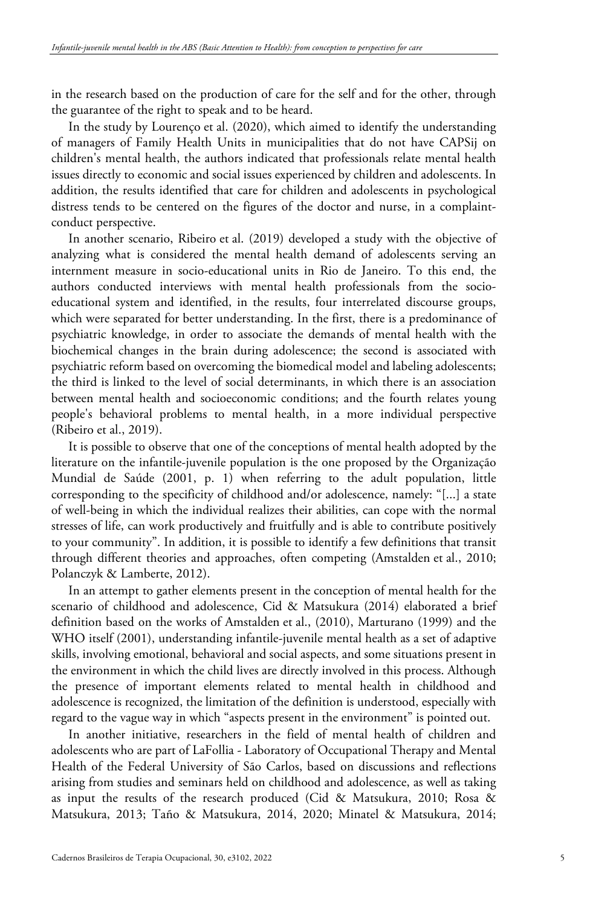in the research based on the production of care for the self and for the other, through the guarantee of the right to speak and to be heard.

In the study by Lourenço et al. (2020), which aimed to identify the understanding of managers of Family Health Units in municipalities that do not have CAPSij on children's mental health, the authors indicated that professionals relate mental health issues directly to economic and social issues experienced by children and adolescents. In addition, the results identified that care for children and adolescents in psychological distress tends to be centered on the figures of the doctor and nurse, in a complaint-conduct perspective.

In another scenario, Ribeiro et al. (2019) developed a study with the objective of analyzing what is considered the mental health demand of adolescents serving an internment measure in socio-educational units in Rio de Janeiro. To this end, the authors conducted interviews with mental health professionals from the socio-educational system and identified, in the results, four interrelated discourse groups, which were separated for better understanding. In the first, there is a predominance of psychiatric knowledge, in order to associate the demands of mental health with the biochemical changes in the brain during adolescence; the second is associated with psychiatric reform based on overcoming the biomedical model and labeling adolescents; the third is linked to the level of social determinants, in which there is an association between mental health and socioeconomic conditions; and the fourth relates young people's behavioral problems to mental health, in a more individual perspective (Ribeiro et al., 2019).

It is possible to observe that one of the conceptions of mental health adopted by the literature on the infantile-juvenile population is the one proposed by the Organização Mundial de Saúde (2001, p. 1) when referring to the adult population, little corresponding to the specificity of childhood and/or adolescence, namely: "[...] a state of well-being in which the individual realizes their abilities, can cope with the normal stresses of life, can work productively and fruitfully and is able to contribute positively to your community". In addition, it is possible to identify a few definitions that transit through different theories and approaches, often competing (Amstalden et al., 2010; Polanczyk & Lamberte, 2012).

In an attempt to gather elements present in the conception of mental health for the scenario of childhood and adolescence, Cid & Matsukura (2014) elaborated a brief definition based on the works of Amstalden et al., (2010), Marturano (1999) and the WHO itself (2001), understanding infantile-juvenile mental health as a set of adaptive skills, involving emotional, behavioral and social aspects, and some situations present in the environment in which the child lives are directly involved in this process. Although the presence of important elements related to mental health in childhood and adolescence is recognized, the limitation of the definition is understood, especially with regard to the vague way in which "aspects present in the environment" is pointed out.

In another initiative, researchers in the field of mental health of children and adolescents who are part of LaFollia - Laboratory of Occupational Therapy and Mental Health of the Federal University of São Carlos, based on discussions and reflections arising from studies and seminars held on childhood and adolescence, as well as taking as input the results of the research produced (Cid & Matsukura, 2010; Rosa & Matsukura, 2013; Taño & Matsukura, 2014, 2020; Minatel & Matsukura, 2014;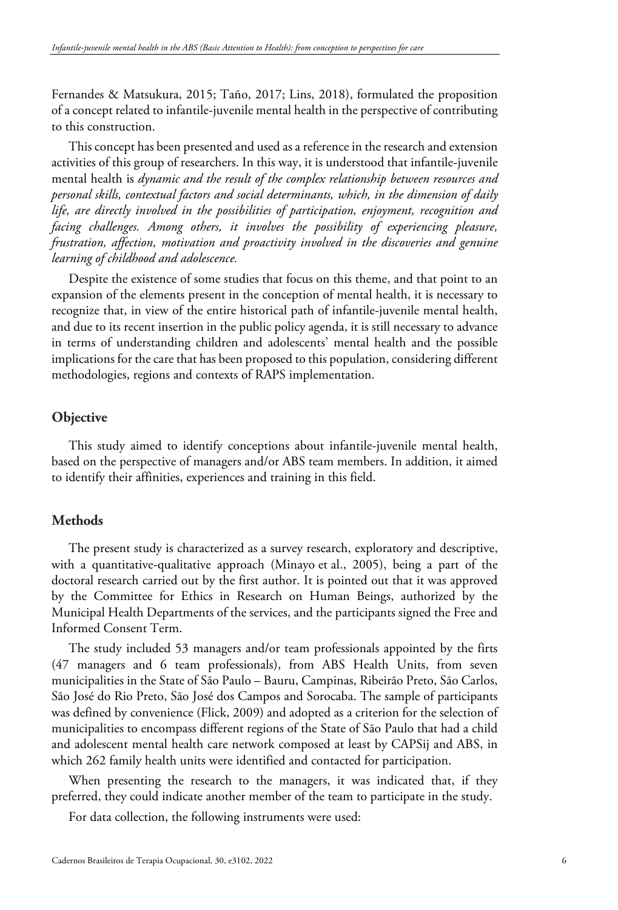Fernandes & Matsukura, 2015; Taño, 2017; Lins, 2018), formulated the proposition of a concept related to infantile-juvenile mental health in the perspective of contributing to this construction.

This concept has been presented and used as a reference in the research and extension activities of this group of researchers. In this way, it is understood that infantile-juvenile mental health is *dynamic and the result of the complex relationship between resources and personal skills, contextual factors and social determinants, which, in the dimension of daily life, are directly involved in the possibilities of participation, enjoyment, recognition and facing challenges. Among others, it involves the possibility of experiencing pleasure, frustration, affection, motivation and proactivity involved in the discoveries and genuine learning of childhood and adolescence.*

Despite the existence of some studies that focus on this theme, and that point to an expansion of the elements present in the conception of mental health, it is necessary to recognize that, in view of the entire historical path of infantile-juvenile mental health, and due to its recent insertion in the public policy agenda, it is still necessary to advance in terms of understanding children and adolescents' mental health and the possible implications for the care that has been proposed to this population, considering different methodologies, regions and contexts of RAPS implementation.

## Objective

This study aimed to identify conceptions about infantile-juvenile mental health, based on the perspective of managers and/or ABS team members. In addition, it aimed to identify their affinities, experiences and training in this field.

## Methods

The present study is characterized as a survey research, exploratory and descriptive, with a quantitative-qualitative approach (Minayo et al., 2005), being a part of the doctoral research carried out by the first author. It is pointed out that it was approved by the Committee for Ethics in Research on Human Beings, authorized by the Municipal Health Departments of the services, and the participants signed the Free and Informed Consent Term.

The study included 53 managers and/or team professionals appointed by the firts (47 managers and 6 team professionals), from ABS Health Units, from seven municipalities in the State of São Paulo – Bauru, Campinas, Ribeirão Preto, São Carlos, São José do Rio Preto, São José dos Campos and Sorocaba. The sample of participants was defined by convenience (Flick, 2009) and adopted as a criterion for the selection of municipalities to encompass different regions of the State of São Paulo that had a child and adolescent mental health care network composed at least by CAPSij and ABS, in which 262 family health units were identified and contacted for participation.

When presenting the research to the managers, it was indicated that, if they preferred, they could indicate another member of the team to participate in the study.

For data collection, the following instruments were used: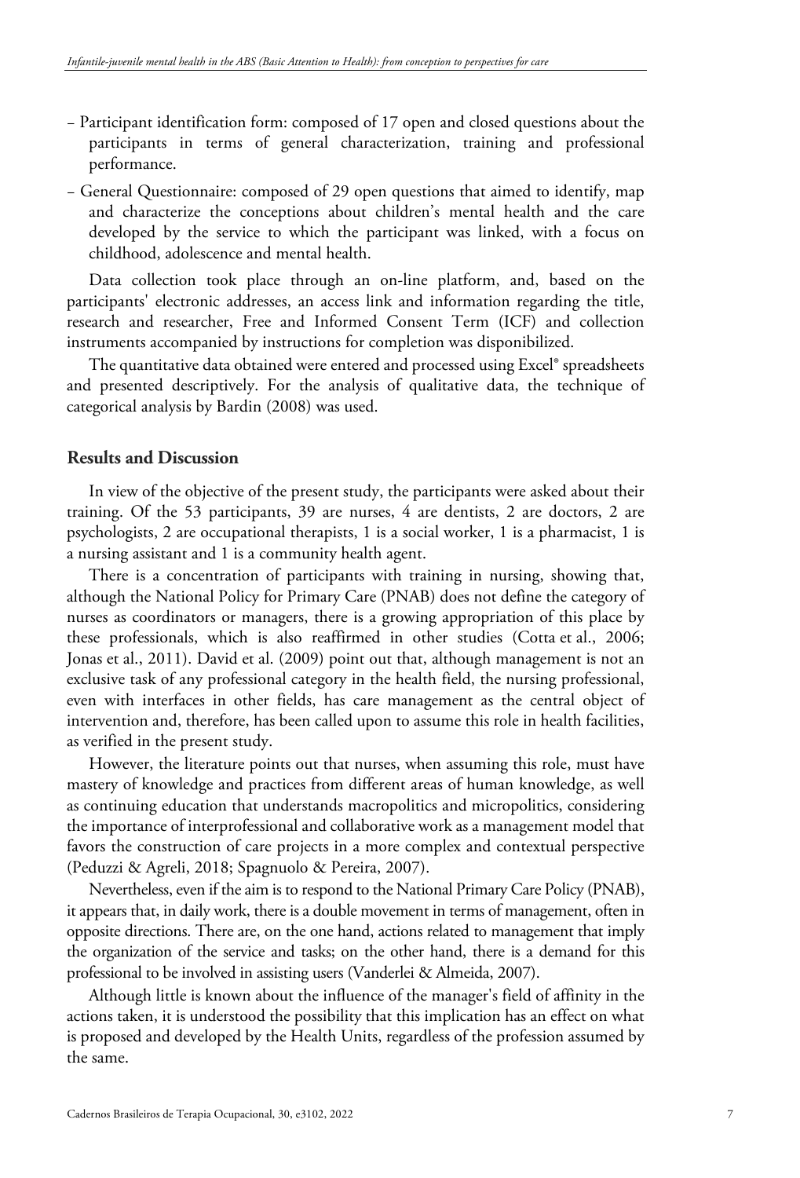– Participant identification form: composed of 17 open and closed questions about the participants in terms of general characterization, training and professional performance.

– General Questionnaire: composed of 29 open questions that aimed to identify, map and characterize the conceptions about children's mental health and the care developed by the service to which the participant was linked, with a focus on childhood, adolescence and mental health.

Data collection took place through an on-line platform, and, based on the participants' electronic addresses, an access link and information regarding the title, research and researcher, Free and Informed Consent Term (ICF) and collection instruments accompanied by instructions for completion was disponibilized.

The quantitative data obtained were entered and processed using Excel® spreadsheets and presented descriptively. For the analysis of qualitative data, the technique of categorical analysis by Bardin (2008) was used.

## Results and Discussion

In view of the objective of the present study, the participants were asked about their training. Of the 53 participants, 39 are nurses, 4 are dentists, 2 are doctors, 2 are psychologists, 2 are occupational therapists, 1 is a social worker, 1 is a pharmacist, 1 is a nursing assistant and 1 is a community health agent.

There is a concentration of participants with training in nursing, showing that, although the National Policy for Primary Care (PNAB) does not define the category of nurses as coordinators or managers, there is a growing appropriation of this place by these professionals, which is also reaffirmed in other studies (Cotta et al., 2006; Jonas et al., 2011). David et al. (2009) point out that, although management is not an exclusive task of any professional category in the health field, the nursing professional, even with interfaces in other fields, has care management as the central object of intervention and, therefore, has been called upon to assume this role in health facilities, as verified in the present study.

However, the literature points out that nurses, when assuming this role, must have mastery of knowledge and practices from different areas of human knowledge, as well as continuing education that understands macropolitics and micropolitics, considering the importance of interprofessional and collaborative work as a management model that favors the construction of care projects in a more complex and contextual perspective (Peduzzi & Agreli, 2018; Spagnuolo & Pereira, 2007).

Nevertheless, even if the aim is to respond to the National Primary Care Policy (PNAB), it appears that, in daily work, there is a double movement in terms of management, often in opposite directions. There are, on the one hand, actions related to management that imply the organization of the service and tasks; on the other hand, there is a demand for this professional to be involved in assisting users (Vanderlei & Almeida, 2007).

Although little is known about the influence of the manager's field of affinity in the actions taken, it is understood the possibility that this implication has an effect on what is proposed and developed by the Health Units, regardless of the profession assumed by the same.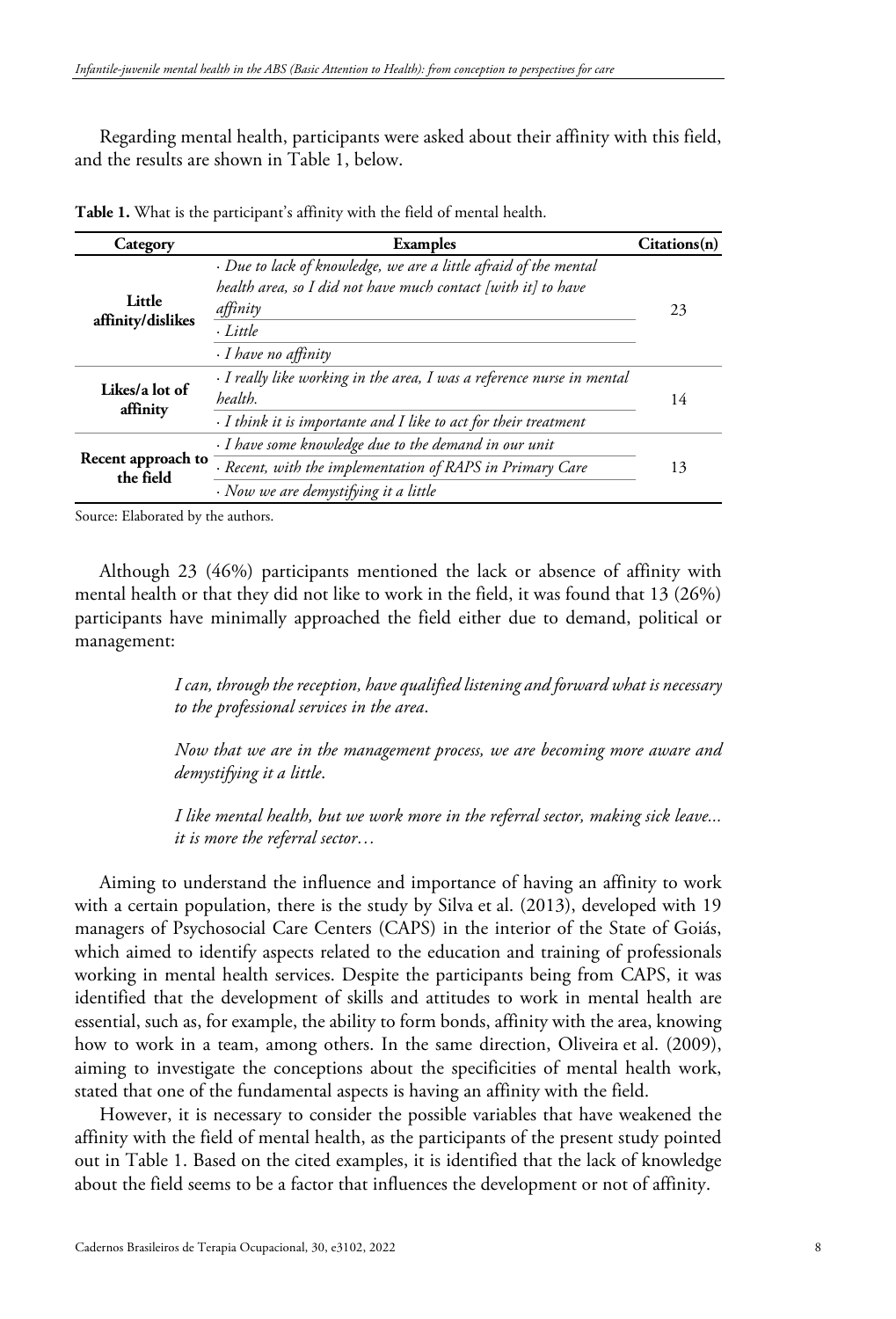Regarding mental health, participants were asked about their affinity with this field, and the results are shown in Table 1, below.

**Table 1.** What is the participant's affinity with the field of mental health.

| Category | Examples | Citations(n) |
|---|---|---|
| **Little affinity/dislikes** | · *Due to lack of knowledge, we are a little afraid of the mental health area, so I did not have much contact [with it] to have affinity* | 23 |
| | · *Little* | |
| | · *I have no affinity* | |
| **Likes/a lot of affinity** | · *I really like working in the area, I was a reference nurse in mental health.* | 14 |
| | · *I think it is importante and I like to act for their treatment* | |
| **Recent approach to the field** | · *I have some knowledge due to the demand in our unit* | 13 |
| | · *Recent, with the implementation of RAPS in Primary Care* | |
| | · *Now we are demystifying it a little* | |

Source: Elaborated by the authors.

Although 23 (46%) participants mentioned the lack or absence of affinity with mental health or that they did not like to work in the field, it was found that 13 (26%) participants have minimally approached the field either due to demand, political or management:

> *I can, through the reception, have qualified listening and forward what is necessary to the professional services in the area*.
>
> *Now that we are in the management process, we are becoming more aware and demystifying it a little*.
>
> *I like mental health, but we work more in the referral sector, making sick leave... it is more the referral sector…*

Aiming to understand the influence and importance of having an affinity to work with a certain population, there is the study by Silva et al. (2013), developed with 19 managers of Psychosocial Care Centers (CAPS) in the interior of the State of Goiás, which aimed to identify aspects related to the education and training of professionals working in mental health services. Despite the participants being from CAPS, it was identified that the development of skills and attitudes to work in mental health are essential, such as, for example, the ability to form bonds, affinity with the area, knowing how to work in a team, among others. In the same direction, Oliveira et al. (2009), aiming to investigate the conceptions about the specificities of mental health work, stated that one of the fundamental aspects is having an affinity with the field.

However, it is necessary to consider the possible variables that have weakened the affinity with the field of mental health, as the participants of the present study pointed out in Table 1. Based on the cited examples, it is identified that the lack of knowledge about the field seems to be a factor that influences the development or not of affinity.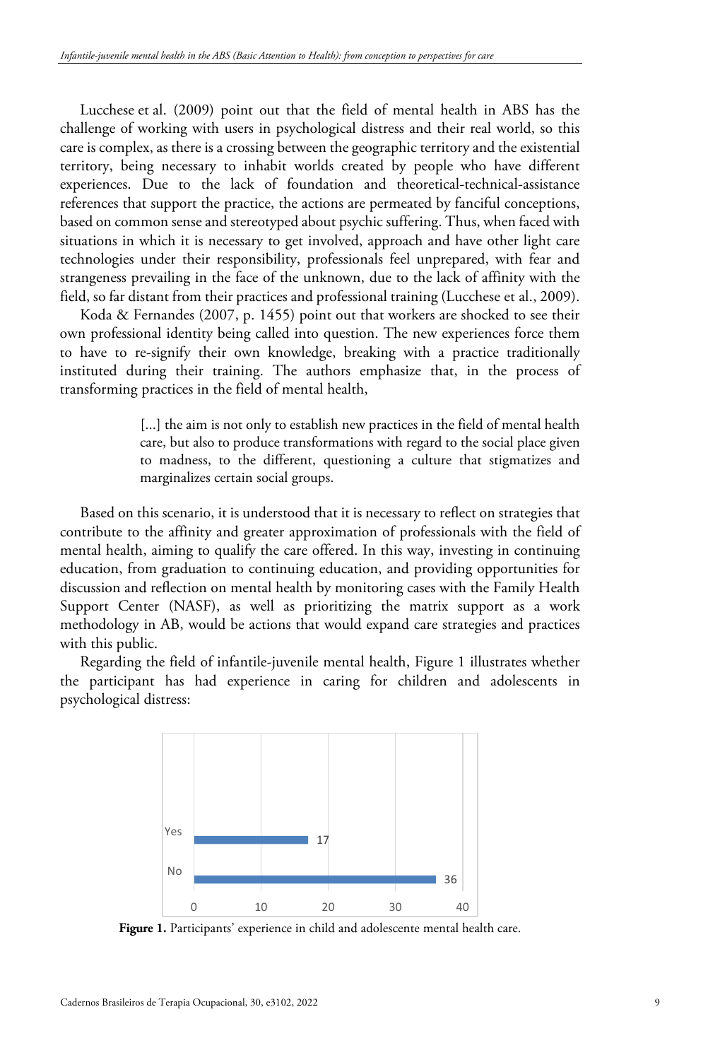Lucchese et al. (2009) point out that the field of mental health in ABS has the challenge of working with users in psychological distress and their real world, so this care is complex, as there is a crossing between the geographic territory and the existential territory, being necessary to inhabit worlds created by people who have different experiences. Due to the lack of foundation and theoretical-technical-assistance references that support the practice, the actions are permeated by fanciful conceptions, based on common sense and stereotyped about psychic suffering. Thus, when faced with situations in which it is necessary to get involved, approach and have other light care technologies under their responsibility, professionals feel unprepared, with fear and strangeness prevailing in the face of the unknown, due to the lack of affinity with the field, so far distant from their practices and professional training (Lucchese et al., 2009).

Koda & Fernandes (2007, p. 1455) point out that workers are shocked to see their own professional identity being called into question. The new experiences force them to have to re-signify their own knowledge, breaking with a practice traditionally instituted during their training. The authors emphasize that, in the process of transforming practices in the field of mental health,

> [...] the aim is not only to establish new practices in the field of mental health care, but also to produce transformations with regard to the social place given to madness, to the different, questioning a culture that stigmatizes and marginalizes certain social groups.

Based on this scenario, it is understood that it is necessary to reflect on strategies that contribute to the affinity and greater approximation of professionals with the field of mental health, aiming to qualify the care offered. In this way, investing in continuing education, from graduation to continuing education, and providing opportunities for discussion and reflection on mental health by monitoring cases with the Family Health Support Center (NASF), as well as prioritizing the matrix support as a work methodology in AB, would be actions that would expand care strategies and practices with this public.

Regarding the field of infantile-juvenile mental health, Figure 1 illustrates whether the participant has had experience in caring for children and adolescents in psychological distress:

| Response | Participants |
|---|---|
| Yes | 17 |
| No | 36 |

**Figure 1.** Participants' experience in child and adolescente mental health care.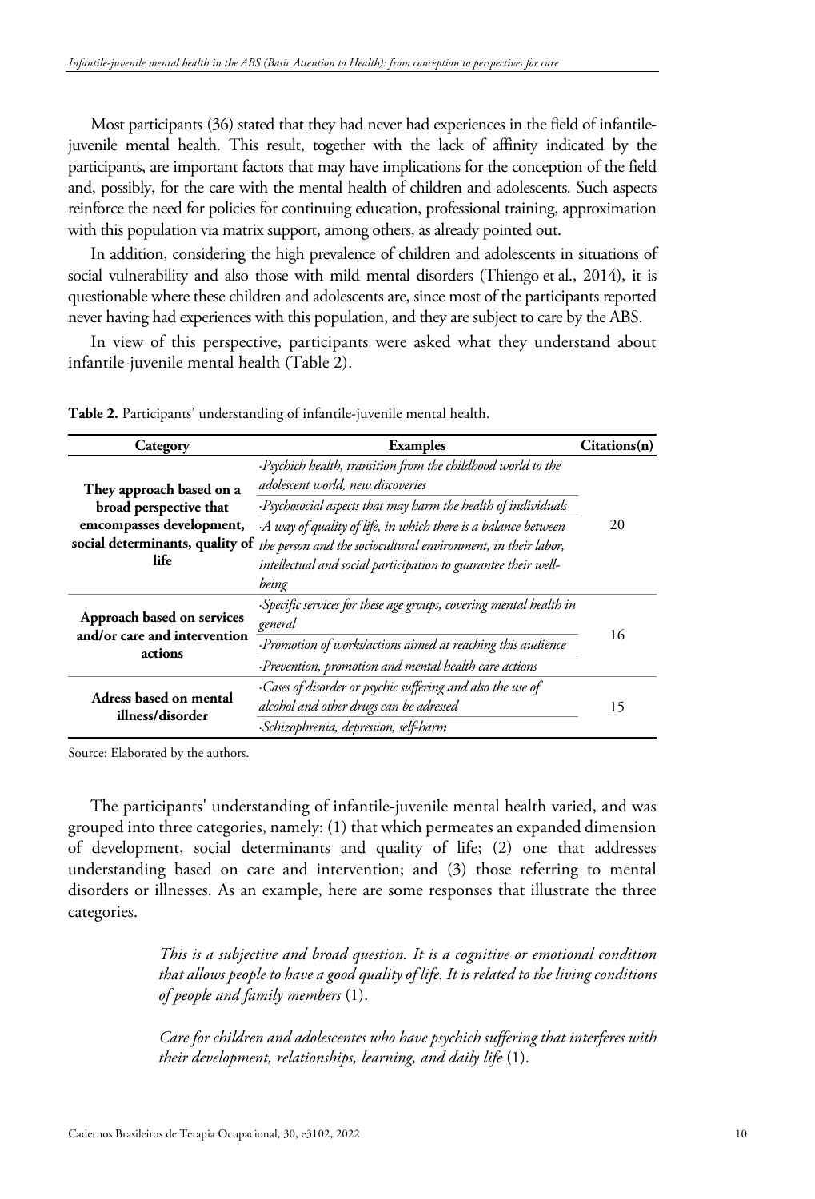Most participants (36) stated that they had never had experiences in the field of infantile-juvenile mental health. This result, together with the lack of affinity indicated by the participants, are important factors that may have implications for the conception of the field and, possibly, for the care with the mental health of children and adolescents. Such aspects reinforce the need for policies for continuing education, professional training, approximation with this population via matrix support, among others, as already pointed out.

In addition, considering the high prevalence of children and adolescents in situations of social vulnerability and also those with mild mental disorders (Thiengo et al., 2014), it is questionable where these children and adolescents are, since most of the participants reported never having had experiences with this population, and they are subject to care by the ABS.

In view of this perspective, participants were asked what they understand about infantile-juvenile mental health (Table 2).

**Table 2.** Participants' understanding of infantile-juvenile mental health.

| Category | Examples | Citations(n) |
|---|---|---|
| **They approach based on a broad perspective that emcompasses development, social determinants, quality of life** | *·Psychich health, transition from the childhood world to the adolescent world, new discoveries*<br>*·Psychosocial aspects that may harm the health of individuals*<br>*·A way of quality of life, in which there is a balance between the person and the sociocultural environment, in their labor, intellectual and social participation to guarantee their well-being* | 20 |
| **Approach based on services and/or care and intervention actions** | *·Specific services for these age groups, covering mental health in general*<br>*·Promotion of works/actions aimed at reaching this audience*<br>*·Prevention, promotion and mental health care actions* | 16 |
| **Adress based on mental illness/disorder** | *·Cases of disorder or psychic suffering and also the use of alcohol and other drugs can be adressed*<br>*·Schizophrenia, depression, self-harm* | 15 |

Source: Elaborated by the authors.

The participants' understanding of infantile-juvenile mental health varied, and was grouped into three categories, namely: (1) that which permeates an expanded dimension of development, social determinants and quality of life; (2) one that addresses understanding based on care and intervention; and (3) those referring to mental disorders or illnesses. As an example, here are some responses that illustrate the three categories.

> *This is a subjective and broad question. It is a cognitive or emotional condition that allows people to have a good quality of life. It is related to the living conditions of people and family members* (1).

> *Care for children and adolescentes who have psychich suffering that interferes with their development, relationships, learning, and daily life* (1).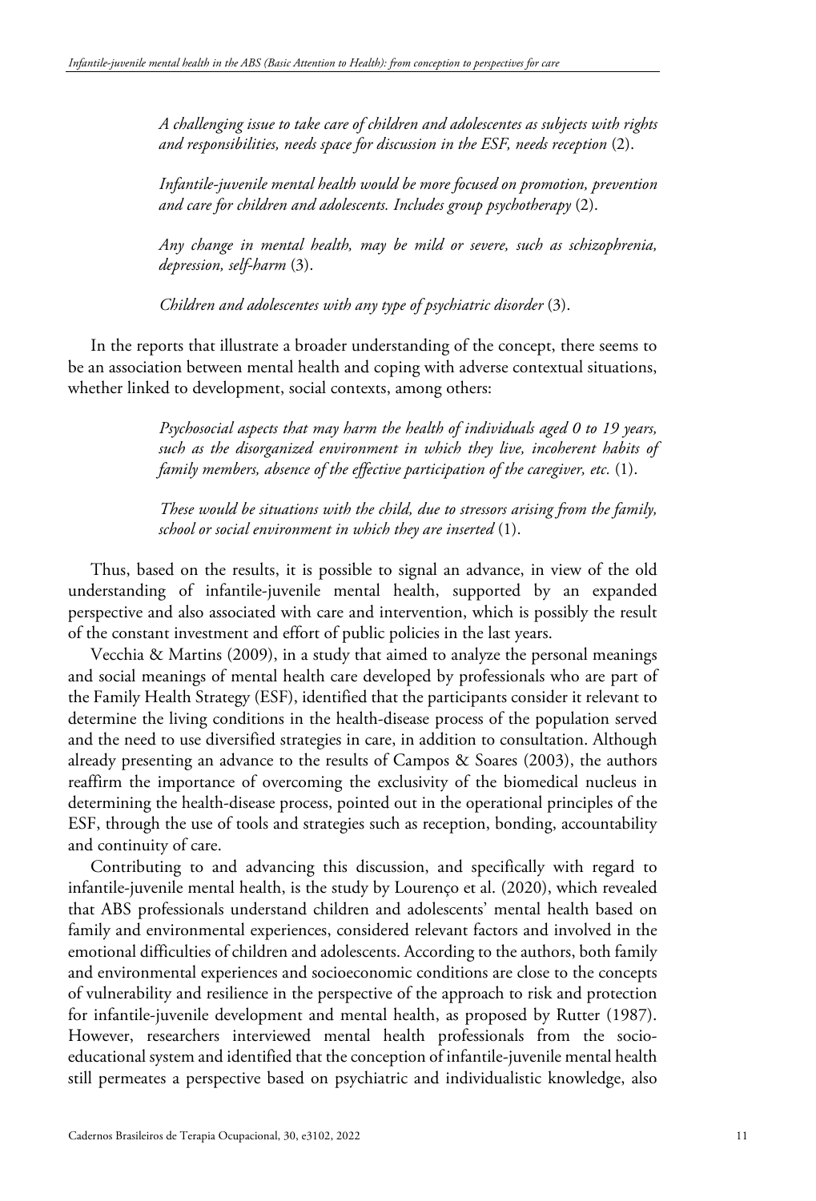> *A challenging issue to take care of children and adolescentes as subjects with rights and responsibilities, needs space for discussion in the ESF, needs reception* (2).

> *Infantile-juvenile mental health would be more focused on promotion, prevention and care for children and adolescents. Includes group psychotherapy* (2).

> *Any change in mental health, may be mild or severe, such as schizophrenia, depression, self-harm* (3).

> *Children and adolescentes with any type of psychiatric disorder* (3).

In the reports that illustrate a broader understanding of the concept, there seems to be an association between mental health and coping with adverse contextual situations, whether linked to development, social contexts, among others:

> *Psychosocial aspects that may harm the health of individuals aged 0 to 19 years, such as the disorganized environment in which they live, incoherent habits of family members, absence of the effective participation of the caregiver, etc.* (1).

> *These would be situations with the child, due to stressors arising from the family, school or social environment in which they are inserted* (1).

Thus, based on the results, it is possible to signal an advance, in view of the old understanding of infantile-juvenile mental health, supported by an expanded perspective and also associated with care and intervention, which is possibly the result of the constant investment and effort of public policies in the last years.

Vecchia & Martins (2009), in a study that aimed to analyze the personal meanings and social meanings of mental health care developed by professionals who are part of the Family Health Strategy (ESF), identified that the participants consider it relevant to determine the living conditions in the health-disease process of the population served and the need to use diversified strategies in care, in addition to consultation. Although already presenting an advance to the results of Campos & Soares (2003), the authors reaffirm the importance of overcoming the exclusivity of the biomedical nucleus in determining the health-disease process, pointed out in the operational principles of the ESF, through the use of tools and strategies such as reception, bonding, accountability and continuity of care.

Contributing to and advancing this discussion, and specifically with regard to infantile-juvenile mental health, is the study by Lourenço et al. (2020), which revealed that ABS professionals understand children and adolescents' mental health based on family and environmental experiences, considered relevant factors and involved in the emotional difficulties of children and adolescents. According to the authors, both family and environmental experiences and socioeconomic conditions are close to the concepts of vulnerability and resilience in the perspective of the approach to risk and protection for infantile-juvenile development and mental health, as proposed by Rutter (1987). However, researchers interviewed mental health professionals from the socio-educational system and identified that the conception of infantile-juvenile mental health still permeates a perspective based on psychiatric and individualistic knowledge, also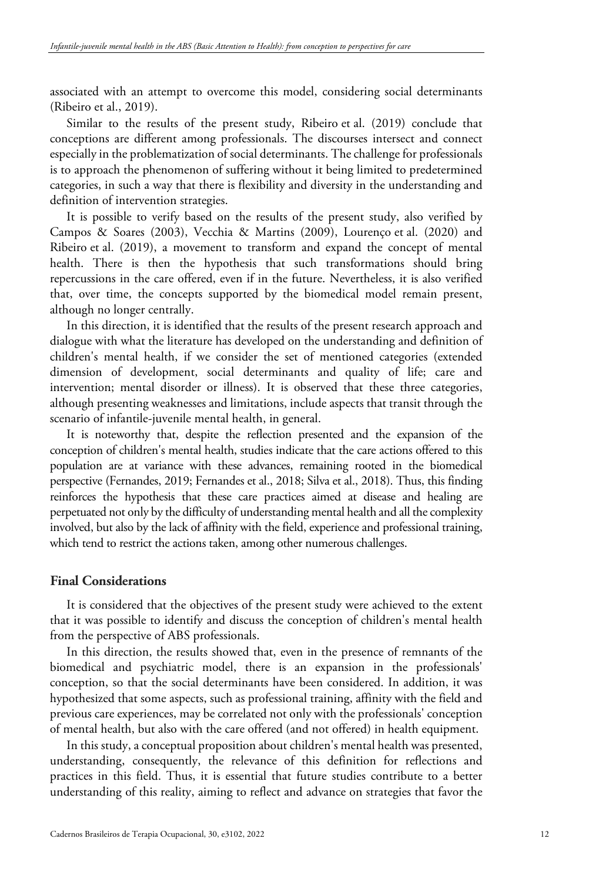associated with an attempt to overcome this model, considering social determinants (Ribeiro et al., 2019).

Similar to the results of the present study, Ribeiro et al. (2019) conclude that conceptions are different among professionals. The discourses intersect and connect especially in the problematization of social determinants. The challenge for professionals is to approach the phenomenon of suffering without it being limited to predetermined categories, in such a way that there is flexibility and diversity in the understanding and definition of intervention strategies.

It is possible to verify based on the results of the present study, also verified by Campos & Soares (2003), Vecchia & Martins (2009), Lourenço et al. (2020) and Ribeiro et al. (2019), a movement to transform and expand the concept of mental health. There is then the hypothesis that such transformations should bring repercussions in the care offered, even if in the future. Nevertheless, it is also verified that, over time, the concepts supported by the biomedical model remain present, although no longer centrally.

In this direction, it is identified that the results of the present research approach and dialogue with what the literature has developed on the understanding and definition of children's mental health, if we consider the set of mentioned categories (extended dimension of development, social determinants and quality of life; care and intervention; mental disorder or illness). It is observed that these three categories, although presenting weaknesses and limitations, include aspects that transit through the scenario of infantile-juvenile mental health, in general.

It is noteworthy that, despite the reflection presented and the expansion of the conception of children's mental health, studies indicate that the care actions offered to this population are at variance with these advances, remaining rooted in the biomedical perspective (Fernandes, 2019; Fernandes et al., 2018; Silva et al., 2018). Thus, this finding reinforces the hypothesis that these care practices aimed at disease and healing are perpetuated not only by the difficulty of understanding mental health and all the complexity involved, but also by the lack of affinity with the field, experience and professional training, which tend to restrict the actions taken, among other numerous challenges.

## Final Considerations

It is considered that the objectives of the present study were achieved to the extent that it was possible to identify and discuss the conception of children's mental health from the perspective of ABS professionals.

In this direction, the results showed that, even in the presence of remnants of the biomedical and psychiatric model, there is an expansion in the professionals' conception, so that the social determinants have been considered. In addition, it was hypothesized that some aspects, such as professional training, affinity with the field and previous care experiences, may be correlated not only with the professionals' conception of mental health, but also with the care offered (and not offered) in health equipment.

In this study, a conceptual proposition about children's mental health was presented, understanding, consequently, the relevance of this definition for reflections and practices in this field. Thus, it is essential that future studies contribute to a better understanding of this reality, aiming to reflect and advance on strategies that favor the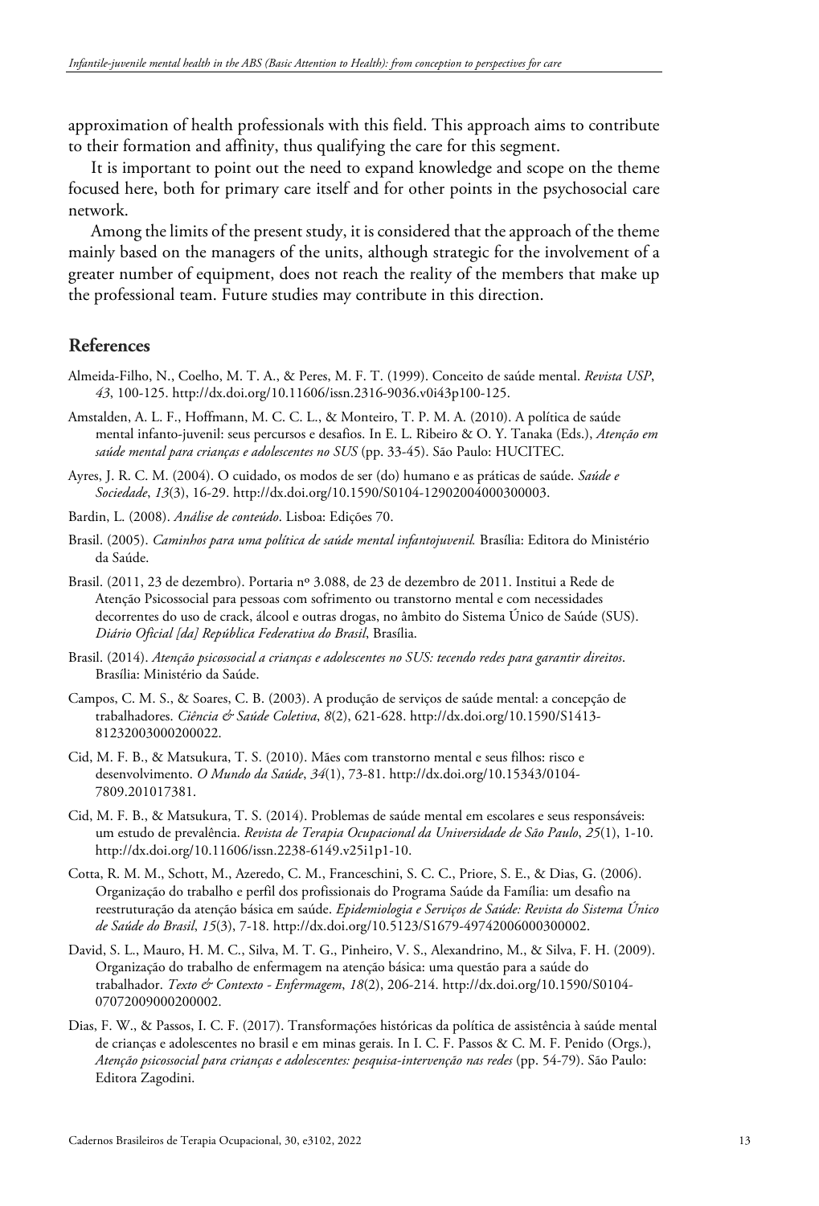approximation of health professionals with this field. This approach aims to contribute to their formation and affinity, thus qualifying the care for this segment.

It is important to point out the need to expand knowledge and scope on the theme focused here, both for primary care itself and for other points in the psychosocial care network.

Among the limits of the present study, it is considered that the approach of the theme mainly based on the managers of the units, although strategic for the involvement of a greater number of equipment, does not reach the reality of the members that make up the professional team. Future studies may contribute in this direction.

## References

Almeida-Filho, N., Coelho, M. T. A., & Peres, M. F. T. (1999). Conceito de saúde mental. *Revista USP*, *43*, 100-125. http://dx.doi.org/10.11606/issn.2316-9036.v0i43p100-125.

Amstalden, A. L. F., Hoffmann, M. C. C. L., & Monteiro, T. P. M. A. (2010). A política de saúde mental infanto-juvenil: seus percursos e desafios. In E. L. Ribeiro & O. Y. Tanaka (Eds.), *Atenção em saúde mental para crianças e adolescentes no SUS* (pp. 33-45). São Paulo: HUCITEC.

Ayres, J. R. C. M. (2004). O cuidado, os modos de ser (do) humano e as práticas de saúde. *Saúde e Sociedade*, *13*(3), 16-29. http://dx.doi.org/10.1590/S0104-12902004000300003.

Bardin, L. (2008). *Análise de conteúdo*. Lisboa: Edições 70.

Brasil. (2005). *Caminhos para uma política de saúde mental infantojuvenil.* Brasília: Editora do Ministério da Saúde.

Brasil. (2011, 23 de dezembro). Portaria nº 3.088, de 23 de dezembro de 2011. Institui a Rede de Atenção Psicossocial para pessoas com sofrimento ou transtorno mental e com necessidades decorrentes do uso de crack, álcool e outras drogas, no âmbito do Sistema Único de Saúde (SUS). *Diário Oficial [da] República Federativa do Brasil*, Brasília.

Brasil. (2014). *Atenção psicossocial a crianças e adolescentes no SUS: tecendo redes para garantir direitos*. Brasília: Ministério da Saúde.

Campos, C. M. S., & Soares, C. B. (2003). A produção de serviços de saúde mental: a concepção de trabalhadores. *Ciência & Saúde Coletiva*, *8*(2), 621-628. http://dx.doi.org/10.1590/S1413-81232003000200022.

Cid, M. F. B., & Matsukura, T. S. (2010). Mães com transtorno mental e seus filhos: risco e desenvolvimento. *O Mundo da Saúde*, *34*(1), 73-81. http://dx.doi.org/10.15343/0104-7809.201017381.

Cid, M. F. B., & Matsukura, T. S. (2014). Problemas de saúde mental em escolares e seus responsáveis: um estudo de prevalência. *Revista de Terapia Ocupacional da Universidade de São Paulo*, *25*(1), 1-10. http://dx.doi.org/10.11606/issn.2238-6149.v25i1p1-10.

Cotta, R. M. M., Schott, M., Azeredo, C. M., Franceschini, S. C. C., Priore, S. E., & Dias, G. (2006). Organização do trabalho e perfil dos profissionais do Programa Saúde da Família: um desafio na reestruturação da atenção básica em saúde. *Epidemiologia e Serviços de Saúde: Revista do Sistema Único de Saúde do Brasil*, *15*(3), 7-18. http://dx.doi.org/10.5123/S1679-49742006000300002.

David, S. L., Mauro, H. M. C., Silva, M. T. G., Pinheiro, V. S., Alexandrino, M., & Silva, F. H. (2009). Organização do trabalho de enfermagem na atenção básica: uma questão para a saúde do trabalhador. *Texto & Contexto - Enfermagem*, *18*(2), 206-214. http://dx.doi.org/10.1590/S0104-07072009000200002.

Dias, F. W., & Passos, I. C. F. (2017). Transformações históricas da política de assistência à saúde mental de crianças e adolescentes no brasil e em minas gerais. In I. C. F. Passos & C. M. F. Penido (Orgs.), *Atenção psicossocial para crianças e adolescentes: pesquisa-intervenção nas redes* (pp. 54-79). São Paulo: Editora Zagodini.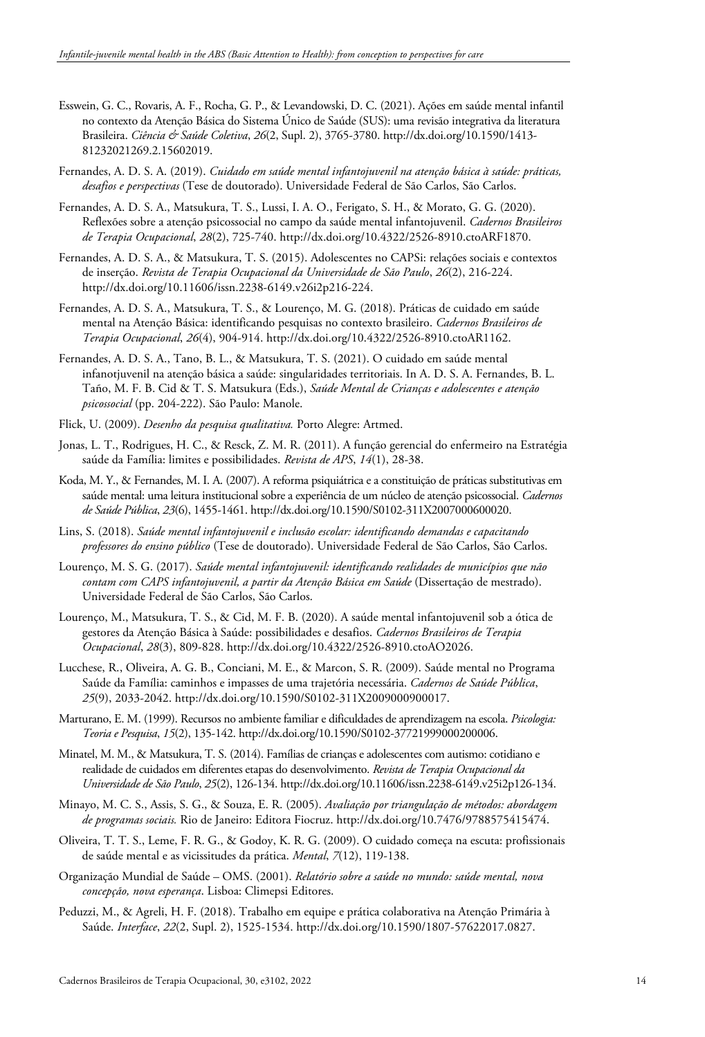Esswein, G. C., Rovaris, A. F., Rocha, G. P., & Levandowski, D. C. (2021). Ações em saúde mental infantil no contexto da Atenção Básica do Sistema Único de Saúde (SUS): uma revisão integrativa da literatura Brasileira. *Ciência & Saúde Coletiva*, *26*(2, Supl. 2), 3765-3780. http://dx.doi.org/10.1590/1413-81232021269.2.15602019.

Fernandes, A. D. S. A. (2019). *Cuidado em saúde mental infantojuvenil na atenção básica à saúde: práticas, desafios e perspectivas* (Tese de doutorado). Universidade Federal de São Carlos, São Carlos.

Fernandes, A. D. S. A., Matsukura, T. S., Lussi, I. A. O., Ferigato, S. H., & Morato, G. G. (2020). Reflexões sobre a atenção psicossocial no campo da saúde mental infantojuvenil. *Cadernos Brasileiros de Terapia Ocupacional*, *28*(2), 725-740. http://dx.doi.org/10.4322/2526-8910.ctoARF1870.

Fernandes, A. D. S. A., & Matsukura, T. S. (2015). Adolescentes no CAPSi: relações sociais e contextos de inserção. *Revista de Terapia Ocupacional da Universidade de São Paulo*, *26*(2), 216-224. http://dx.doi.org/10.11606/issn.2238-6149.v26i2p216-224.

Fernandes, A. D. S. A., Matsukura, T. S., & Lourenço, M. G. (2018). Práticas de cuidado em saúde mental na Atenção Básica: identificando pesquisas no contexto brasileiro. *Cadernos Brasileiros de Terapia Ocupacional*, *26*(4), 904-914. http://dx.doi.org/10.4322/2526-8910.ctoAR1162.

Fernandes, A. D. S. A., Tano, B. L., & Matsukura, T. S. (2021). O cuidado em saúde mental infanojuvenil na atenção básica a saúde: singularidades territoriais. In A. D. S. A. Fernandes, B. L. Taño, M. F. B. Cid & T. S. Matsukura (Eds.), *Saúde Mental de Crianças e adolescentes e atenção psicossocial* (pp. 204-222). São Paulo: Manole.

Flick, U. (2009). *Desenho da pesquisa qualitativa.* Porto Alegre: Artmed.

Jonas, L. T., Rodrigues, H. C., & Resck, Z. M. R. (2011). A função gerencial do enfermeiro na Estratégia saúde da Família: limites e possibilidades. *Revista de APS*, *14*(1), 28-38.

Koda, M. Y., & Fernandes, M. I. A. (2007). A reforma psiquiátrica e a constituição de práticas substitutivas em saúde mental: uma leitura institucional sobre a experiência de um núcleo de atenção psicossocial. *Cadernos de Saúde Pública*, *23*(6), 1455-1461. http://dx.doi.org/10.1590/S0102-311X2007000600020.

Lins, S. (2018). *Saúde mental infantojuvenil e inclusão escolar: identificando demandas e capacitando professores do ensino público* (Tese de doutorado). Universidade Federal de São Carlos, São Carlos.

Lourenço, M. S. G. (2017). *Saúde mental infantojuvenil: identificando realidades de municípios que não contam com CAPS infantojuvenil, a partir da Atenção Básica em Saúde* (Dissertação de mestrado). Universidade Federal de São Carlos, São Carlos.

Lourenço, M., Matsukura, T. S., & Cid, M. F. B. (2020). A saúde mental infantojuvenil sob a ótica de gestores da Atenção Básica à Saúde: possibilidades e desafios. *Cadernos Brasileiros de Terapia Ocupacional*, *28*(3), 809-828. http://dx.doi.org/10.4322/2526-8910.ctoAO2026.

Lucchese, R., Oliveira, A. G. B., Conciani, M. E., & Marcon, S. R. (2009). Saúde mental no Programa Saúde da Família: caminhos e impasses de uma trajetória necessária. *Cadernos de Saúde Pública*, *25*(9), 2033-2042. http://dx.doi.org/10.1590/S0102-311X2009000900017.

Marturano, E. M. (1999). Recursos no ambiente familiar e dificuldades de aprendizagem na escola. *Psicologia: Teoria e Pesquisa*, *15*(2), 135-142. http://dx.doi.org/10.1590/S0102-37721999000200006.

Minatel, M. M., & Matsukura, T. S. (2014). Famílias de crianças e adolescentes com autismo: cotidiano e realidade de cuidados em diferentes etapas do desenvolvimento. *Revista de Terapia Ocupacional da Universidade de São Paulo*, *25*(2), 126-134. http://dx.doi.org/10.11606/issn.2238-6149.v25i2p126-134.

Minayo, M. C. S., Assis, S. G., & Souza, E. R. (2005). *Avaliação por triangulação de métodos: abordagem de programas sociais.* Rio de Janeiro: Editora Fiocruz. http://dx.doi.org/10.7476/9788575415474.

Oliveira, T. T. S., Leme, F. R. G., & Godoy, K. R. G. (2009). O cuidado começa na escuta: profissionais de saúde mental e as vicissitudes da prática. *Mental*, *7*(12), 119-138.

Organização Mundial de Saúde – OMS. (2001). *Relatório sobre a saúde no mundo: saúde mental, nova concepção, nova esperança*. Lisboa: Climepsi Editores.

Peduzzi, M., & Agreli, H. F. (2018). Trabalho em equipe e prática colaborativa na Atenção Primária à Saúde. *Interface*, *22*(2, Supl. 2), 1525-1534. http://dx.doi.org/10.1590/1807-57622017.0827.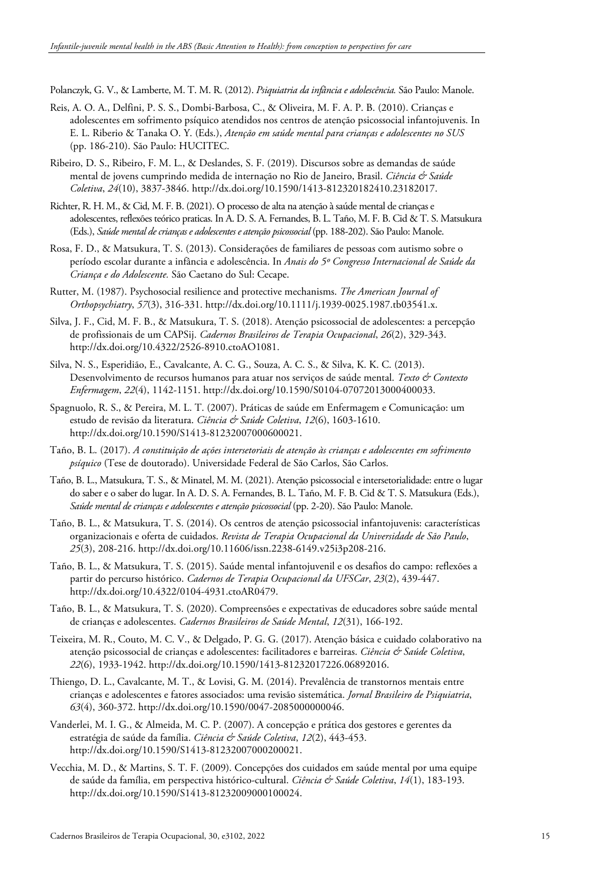Polanczyk, G. V., & Lamberte, M. T. M. R. (2012). *Psiquiatria da infância e adolescência.* São Paulo: Manole.

Reis, A. O. A., Delfini, P. S. S., Dombi-Barbosa, C., & Oliveira, M. F. A. P. B. (2010). Crianças e adolescentes em sofrimento psíquico atendidos nos centros de atenção psicossocial infantojuvenis. In E. L. Riberio & Tanaka O. Y. (Eds.), *Atenção em saúde mental para crianças e adolescentes no SUS* (pp. 186-210). São Paulo: HUCITEC.

Ribeiro, D. S., Ribeiro, F. M. L., & Deslandes, S. F. (2019). Discursos sobre as demandas de saúde mental de jovens cumprindo medida de internação no Rio de Janeiro, Brasil. *Ciência & Saúde Coletiva*, *24*(10), 3837-3846. http://dx.doi.org/10.1590/1413-812320182410.23182017.

Richter, R. H. M., & Cid, M. F. B. (2021). O processo de alta na atenção à saúde mental de crianças e adolescentes, reflexões teórico praticas. In A. D. S. A. Fernandes, B. L. Taño, M. F. B. Cid & T. S. Matsukura (Eds.), *Saúde mental de crianças e adolescentes e atenção psicossocial* (pp. 188-202). São Paulo: Manole.

Rosa, F. D., & Matsukura, T. S. (2013). Considerações de familiares de pessoas com autismo sobre o período escolar durante a infância e adolescência. In *Anais do 5º Congresso Internacional de Saúde da Criança e do Adolescente.* São Caetano do Sul: Cecape.

Rutter, M. (1987). Psychosocial resilience and protective mechanisms. *The American Journal of Orthopsychiatry*, *57*(3), 316-331. http://dx.doi.org/10.1111/j.1939-0025.1987.tb03541.x.

Silva, J. F., Cid, M. F. B., & Matsukura, T. S. (2018). Atenção psicossocial de adolescentes: a percepção de profissionais de um CAPSij. *Cadernos Brasileiros de Terapia Ocupacional*, *26*(2), 329-343. http://dx.doi.org/10.4322/2526-8910.ctoAO1081.

Silva, N. S., Esperidião, E., Cavalcante, A. C. G., Souza, A. C. S., & Silva, K. K. C. (2013). Desenvolvimento de recursos humanos para atuar nos serviços de saúde mental. *Texto & Contexto Enfermagem*, *22*(4), 1142-1151. http://dx.doi.org/10.1590/S0104-07072013000400033.

Spagnuolo, R. S., & Pereira, M. L. T. (2007). Práticas de saúde em Enfermagem e Comunicação: um estudo de revisão da literatura. *Ciência & Saúde Coletiva*, *12*(6), 1603-1610. http://dx.doi.org/10.1590/S1413-81232007000600021.

Taño, B. L. (2017). *A constituição de ações intersetoriais de atenção às crianças e adolescentes em sofrimento psíquico* (Tese de doutorado). Universidade Federal de São Carlos, São Carlos.

Taño, B. L., Matsukura, T. S., & Minatel, M. M. (2021). Atenção psicossocial e intersetorialidade: entre o lugar do saber e o saber do lugar. In A. D. S. A. Fernandes, B. L. Taño, M. F. B. Cid & T. S. Matsukura (Eds.), *Saúde mental de crianças e adolescentes e atenção psicossocial* (pp. 2-20). São Paulo: Manole.

Taño, B. L., & Matsukura, T. S. (2014). Os centros de atenção psicossocial infantojuvenis: características organizacionais e oferta de cuidados. *Revista de Terapia Ocupacional da Universidade de São Paulo*, *25*(3), 208-216. http://dx.doi.org/10.11606/issn.2238-6149.v25i3p208-216.

Taño, B. L., & Matsukura, T. S. (2015). Saúde mental infantojuvenil e os desafios do campo: reflexões a partir do percurso histórico. *Cadernos de Terapia Ocupacional da UFSCar*, *23*(2), 439-447. http://dx.doi.org/10.4322/0104-4931.ctoAR0479.

Taño, B. L., & Matsukura, T. S. (2020). Compreensões e expectativas de educadores sobre saúde mental de crianças e adolescentes. *Cadernos Brasileiros de Saúde Mental*, *12*(31), 166-192.

Teixeira, M. R., Couto, M. C. V., & Delgado, P. G. G. (2017). Atenção básica e cuidado colaborativo na atenção psicossocial de crianças e adolescentes: facilitadores e barreiras. *Ciência & Saúde Coletiva*, *22*(6), 1933-1942. http://dx.doi.org/10.1590/1413-81232017226.06892016.

Thiengo, D. L., Cavalcante, M. T., & Lovisi, G. M. (2014). Prevalência de transtornos mentais entre crianças e adolescentes e fatores associados: uma revisão sistemática. *Jornal Brasileiro de Psiquiatria*, *63*(4), 360-372. http://dx.doi.org/10.1590/0047-2085000000046.

Vanderlei, M. I. G., & Almeida, M. C. P. (2007). A concepção e prática dos gestores e gerentes da estratégia de saúde da família. *Ciência & Saúde Coletiva*, *12*(2), 443-453. http://dx.doi.org/10.1590/S1413-81232007000200021.

Vecchia, M. D., & Martins, S. T. F. (2009). Concepções dos cuidados em saúde mental por uma equipe de saúde da família, em perspectiva histórico-cultural. *Ciência & Saúde Coletiva*, *14*(1), 183-193. http://dx.doi.org/10.1590/S1413-81232009000100024.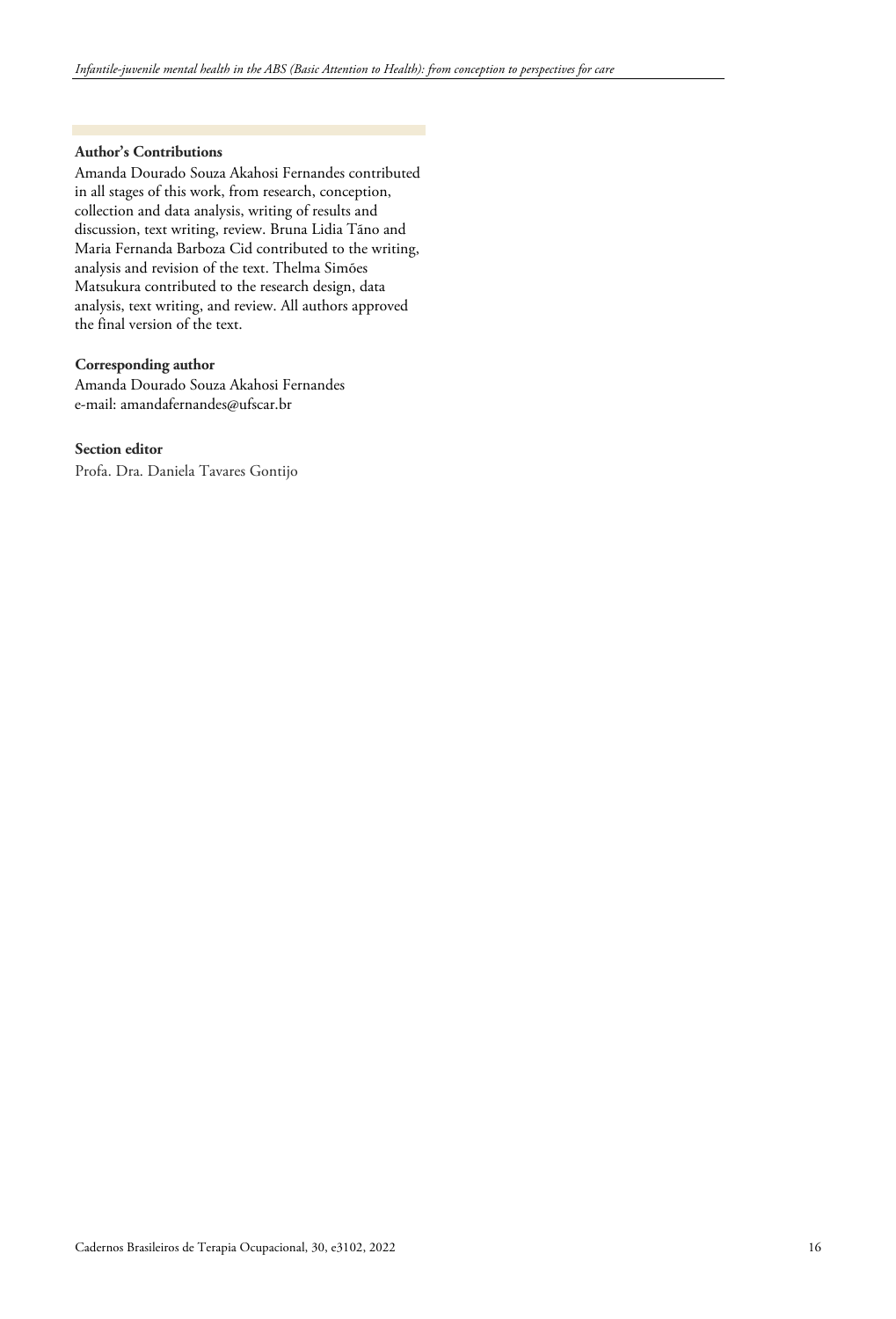**Author's Contributions**

Amanda Dourado Souza Akahosi Fernandes contributed in all stages of this work, from research, conception, collection and data analysis, writing of results and discussion, text writing, review. Bruna Lidia Tãno and Maria Fernanda Barboza Cid contributed to the writing, analysis and revision of the text. Thelma Simões Matsukura contributed to the research design, data analysis, text writing, and review. All authors approved the final version of the text.

**Corresponding author**

Amanda Dourado Souza Akahosi Fernandes
e-mail: amandafernandes@ufscar.br

**Section editor**

Profa. Dra. Daniela Tavares Gontijo